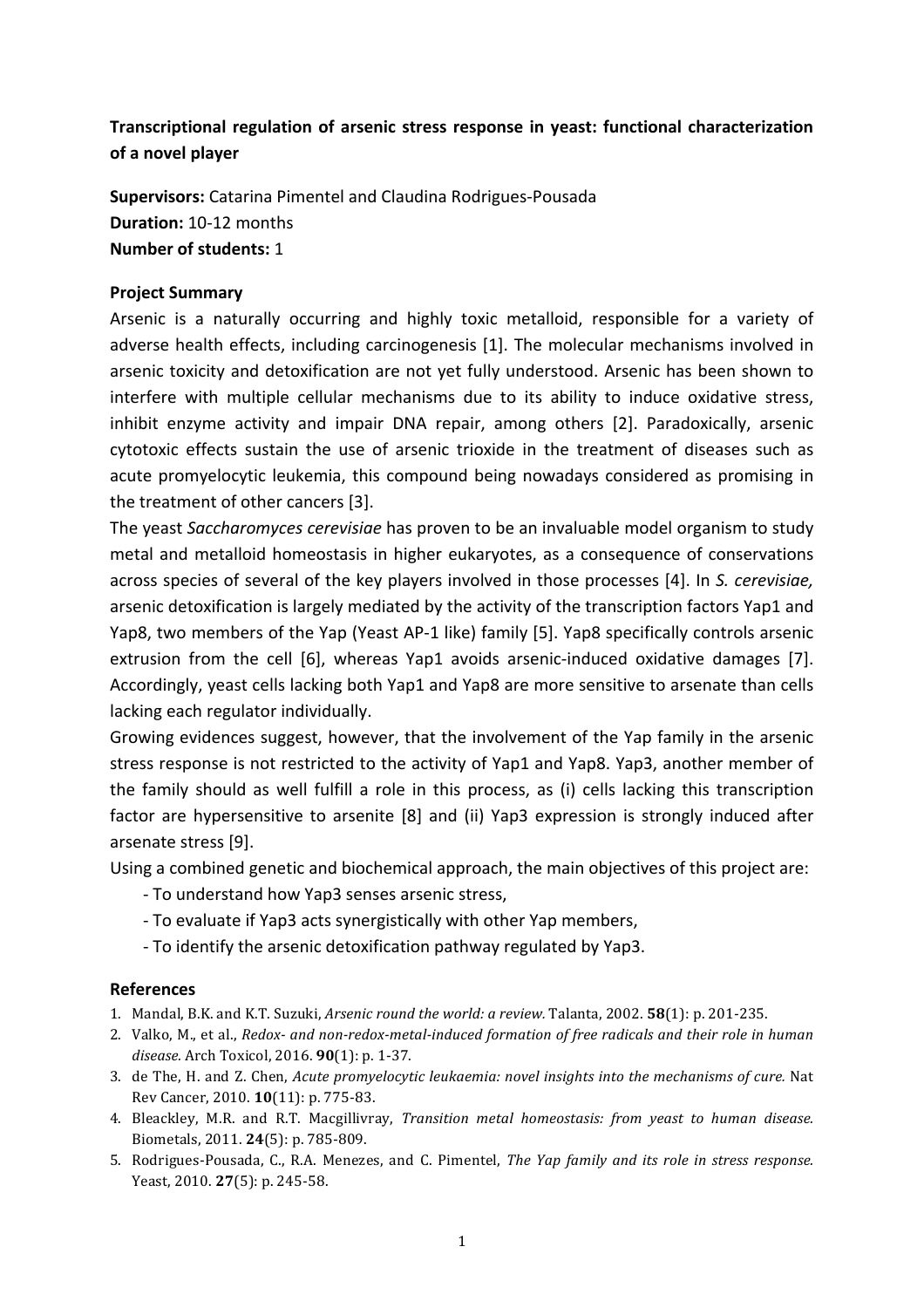# Transcriptional regulation of arsenic stress response in yeast: functional characterization of a novel player

**Supervisors:** Catarina Pimentel and Claudina Rodrigues-Pousada
**Duration:** 10-12 months
**Number of students:** 1

## Project Summary

Arsenic is a naturally occurring and highly toxic metalloid, responsible for a variety of adverse health effects, including carcinogenesis [1]. The molecular mechanisms involved in arsenic toxicity and detoxification are not yet fully understood. Arsenic has been shown to interfere with multiple cellular mechanisms due to its ability to induce oxidative stress, inhibit enzyme activity and impair DNA repair, among others [2]. Paradoxically, arsenic cytotoxic effects sustain the use of arsenic trioxide in the treatment of diseases such as acute promyelocytic leukemia, this compound being nowadays considered as promising in the treatment of other cancers [3].

The yeast *Saccharomyces cerevisiae* has proven to be an invaluable model organism to study metal and metalloid homeostasis in higher eukaryotes, as a consequence of conservations across species of several of the key players involved in those processes [4]. In *S. cerevisiae,* arsenic detoxification is largely mediated by the activity of the transcription factors Yap1 and Yap8, two members of the Yap (Yeast AP-1 like) family [5]. Yap8 specifically controls arsenic extrusion from the cell [6], whereas Yap1 avoids arsenic-induced oxidative damages [7]. Accordingly, yeast cells lacking both Yap1 and Yap8 are more sensitive to arsenate than cells lacking each regulator individually.

Growing evidences suggest, however, that the involvement of the Yap family in the arsenic stress response is not restricted to the activity of Yap1 and Yap8. Yap3, another member of the family should as well fulfill a role in this process, as (i) cells lacking this transcription factor are hypersensitive to arsenite [8] and (ii) Yap3 expression is strongly induced after arsenate stress [9].

Using a combined genetic and biochemical approach, the main objectives of this project are:

- To understand how Yap3 senses arsenic stress,
- To evaluate if Yap3 acts synergistically with other Yap members,
- To identify the arsenic detoxification pathway regulated by Yap3.

## References

1. Mandal, B.K. and K.T. Suzuki, *Arsenic round the world: a review.* Talanta, 2002. **58**(1): p. 201-235.
2. Valko, M., et al., *Redox- and non-redox-metal-induced formation of free radicals and their role in human disease.* Arch Toxicol, 2016. **90**(1): p. 1-37.
3. de The, H. and Z. Chen, *Acute promyelocytic leukaemia: novel insights into the mechanisms of cure.* Nat Rev Cancer, 2010. **10**(11): p. 775-83.
4. Bleackley, M.R. and R.T. Macgillivray, *Transition metal homeostasis: from yeast to human disease.* Biometals, 2011. **24**(5): p. 785-809.
5. Rodrigues-Pousada, C., R.A. Menezes, and C. Pimentel, *The Yap family and its role in stress response.* Yeast, 2010. **27**(5): p. 245-58.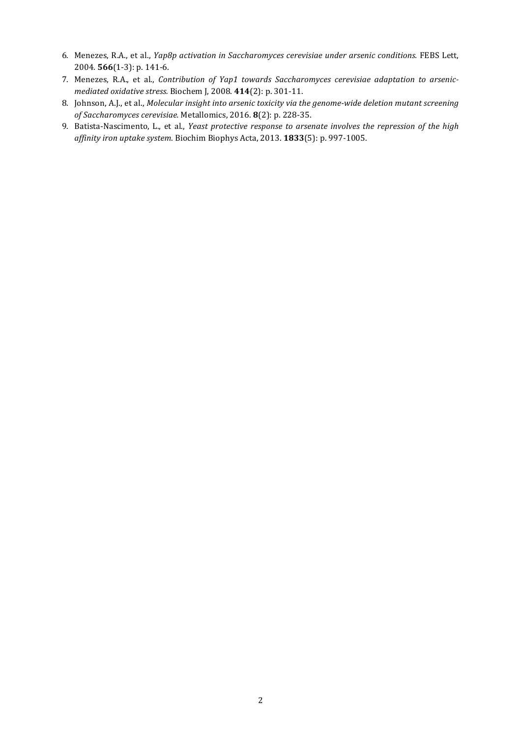6. Menezes, R.A., et al., *Yap8p activation in Saccharomyces cerevisiae under arsenic conditions.* FEBS Lett, 2004. **566**(1-3): p. 141-6.
7. Menezes, R.A., et al., *Contribution of Yap1 towards Saccharomyces cerevisiae adaptation to arsenic-mediated oxidative stress.* Biochem J, 2008. **414**(2): p. 301-11.
8. Johnson, A.J., et al., *Molecular insight into arsenic toxicity via the genome-wide deletion mutant screening of Saccharomyces cerevisiae.* Metallomics, 2016. **8**(2): p. 228-35.
9. Batista-Nascimento, L., et al., *Yeast protective response to arsenate involves the repression of the high affinity iron uptake system.* Biochim Biophys Acta, 2013. **1833**(5): p. 997-1005.